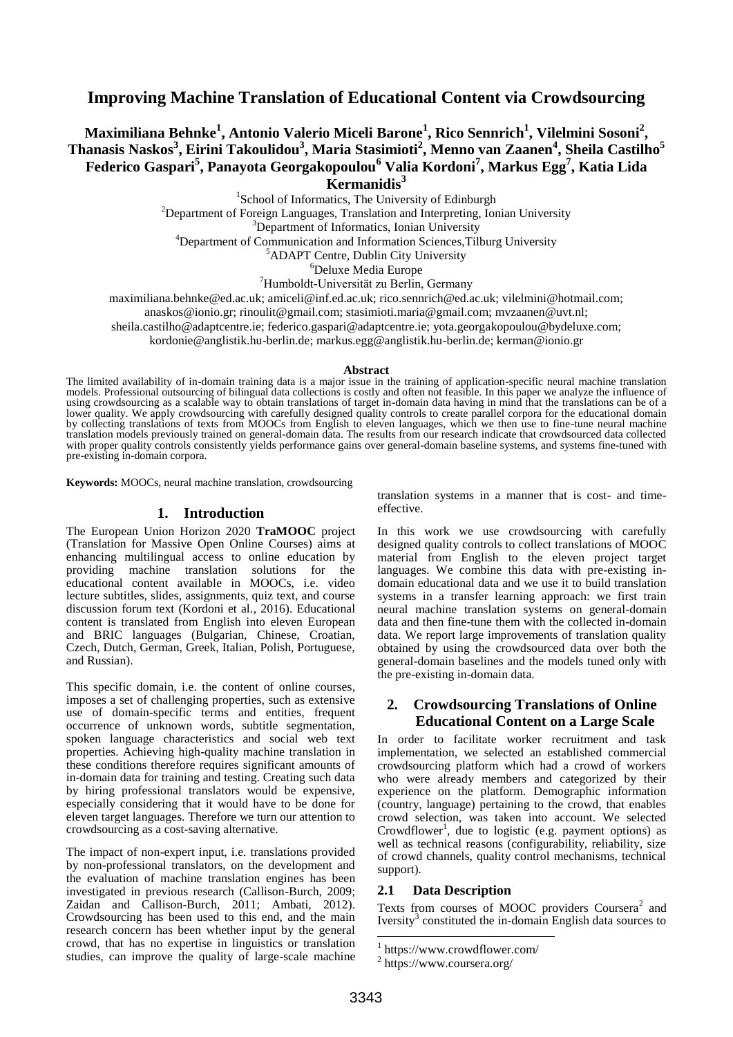# Improving Machine Translation of Educational Content via Crowdsourcing

**Maximiliana Behnke[1], Antonio Valerio Miceli Barone[1], Rico Sennrich[1], Vilelmini Sosoni[2], Thanasis Naskos[3], Eirini Takoulidou[3], Maria Stasimioti[2], Menno van Zaanen[4], Sheila Castilho[5] Federico Gaspari[5], Panayota Georgakopoulou[6] Valia Kordoni[7], Markus Egg[7], Katia Lida Kermanidis[3]**

[1]School of Informatics, The University of Edinburgh
[2]Department of Foreign Languages, Translation and Interpreting, Ionian University
[3]Department of Informatics, Ionian University
[4]Department of Communication and Information Sciences,Tilburg University
[5]ADAPT Centre, Dublin City University
[6]Deluxe Media Europe
[7]Humboldt-Universität zu Berlin, Germany

maximiliana.behnke@ed.ac.uk; amiceli@inf.ed.ac.uk; rico.sennrich@ed.ac.uk; vilelmini@hotmail.com; anaskos@ionio.gr; rinoulit@gmail.com; stasimioti.maria@gmail.com; mvzaanen@uvt.nl; sheila.castilho@adaptcentre.ie; federico.gaspari@adaptcentre.ie; yota.georgakopoulou@bydeluxe.com; kordonie@anglistik.hu-berlin.de; markus.egg@anglistik.hu-berlin.de; kerman@ionio.gr

**Abstract**

The limited availability of in-domain training data is a major issue in the training of application-specific neural machine translation models. Professional outsourcing of bilingual data collections is costly and often not feasible. In this paper we analyze the influence of using crowdsourcing as a scalable way to obtain translations of target in-domain data having in mind that the translations can be of a lower quality. We apply crowdsourcing with carefully designed quality controls to create parallel corpora for the educational domain by collecting translations of texts from MOOCs from English to eleven languages, which we then use to fine-tune neural machine translation models previously trained on general-domain data. The results from our research indicate that crowdsourced data collected with proper quality controls consistently yields performance gains over general-domain baseline systems, and systems fine-tuned with pre-existing in-domain corpora.

**Keywords:** MOOCs, neural machine translation, crowdsourcing

## 1. Introduction

The European Union Horizon 2020 **TraMOOC** project (Translation for Massive Open Online Courses) aims at enhancing multilingual access to online education by providing machine translation solutions for the educational content available in MOOCs, i.e. video lecture subtitles, slides, assignments, quiz text, and course discussion forum text (Kordoni et al., 2016). Educational content is translated from English into eleven European and BRIC languages (Bulgarian, Chinese, Croatian, Czech, Dutch, German, Greek, Italian, Polish, Portuguese, and Russian).

This specific domain, i.e. the content of online courses, imposes a set of challenging properties, such as extensive use of domain-specific terms and entities, frequent occurrence of unknown words, subtitle segmentation, spoken language characteristics and social web text properties. Achieving high-quality machine translation in these conditions therefore requires significant amounts of in-domain data for training and testing. Creating such data by hiring professional translators would be expensive, especially considering that it would have to be done for eleven target languages. Therefore we turn our attention to crowdsourcing as a cost-saving alternative.

The impact of non-expert input, i.e. translations provided by non-professional translators, on the development and the evaluation of machine translation engines has been investigated in previous research (Callison-Burch, 2009; Zaidan and Callison-Burch, 2011; Ambati, 2012). Crowdsourcing has been used to this end, and the main research concern has been whether input by the general crowd, that has no expertise in linguistics or translation studies, can improve the quality of large-scale machine translation systems in a manner that is cost- and time-effective.

In this work we use crowdsourcing with carefully designed quality controls to collect translations of MOOC material from English to the eleven project target languages. We combine this data with pre-existing in-domain educational data and we use it to build translation systems in a transfer learning approach: we first train neural machine translation systems on general-domain data and then fine-tune them with the collected in-domain data. We report large improvements of translation quality obtained by using the crowdsourced data over both the general-domain baselines and the models tuned only with the pre-existing in-domain data.

## 2. Crowdsourcing Translations of Online Educational Content on a Large Scale

In order to facilitate worker recruitment and task implementation, we selected an established commercial crowdsourcing platform which had a crowd of workers who were already members and categorized by their experience on the platform. Demographic information (country, language) pertaining to the crowd, that enables crowd selection, was taken into account. We selected Crowdflower[1], due to logistic (e.g. payment options) as well as technical reasons (configurability, reliability, size of crowd channels, quality control mechanisms, technical support).

### 2.1 Data Description

Texts from courses of MOOC providers Coursera[2] and Iversity[3] constituted the in-domain English data sources to

[1] https://www.crowdflower.com/
[2] https://www.coursera.org/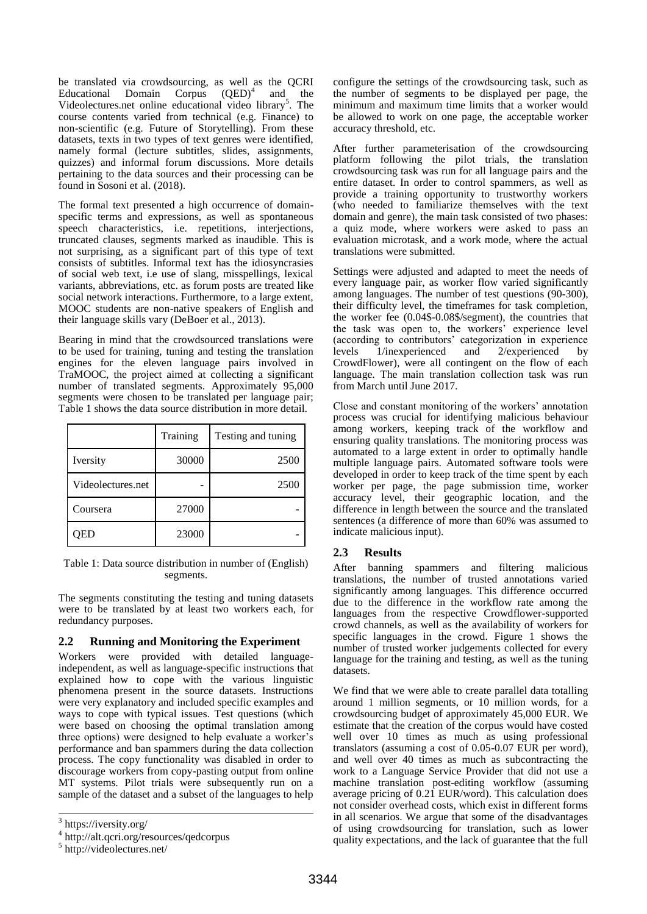be translated via crowdsourcing, as well as the QCRI Educational Domain Corpus (QED)[4] and the Videolectures.net online educational video library[5]. The course contents varied from technical (e.g. Finance) to non-scientific (e.g. Future of Storytelling). From these datasets, texts in two types of text genres were identified, namely formal (lecture subtitles, slides, assignments, quizzes) and informal forum discussions. More details pertaining to the data sources and their processing can be found in Sosoni et al. (2018).

The formal text presented a high occurrence of domain-specific terms and expressions, as well as spontaneous speech characteristics, i.e. repetitions, interjections, truncated clauses, segments marked as inaudible. This is not surprising, as a significant part of this type of text consists of subtitles. Informal text has the idiosyncrasies of social web text, i.e use of slang, misspellings, lexical variants, abbreviations, etc. as forum posts are treated like social network interactions. Furthermore, to a large extent, MOOC students are non-native speakers of English and their language skills vary (DeBoer et al., 2013).

Bearing in mind that the crowdsourced translations were to be used for training, tuning and testing the translation engines for the eleven language pairs involved in TraMOOC, the project aimed at collecting a significant number of translated segments. Approximately 95,000 segments were chosen to be translated per language pair; Table 1 shows the data source distribution in more detail.

| | Training | Testing and tuning |
|---|---|---|
| Iversity | 30000 | 2500 |
| Videolectures.net | - | 2500 |
| Coursera | 27000 | - |
| QED | 23000 | - |

Table 1: Data source distribution in number of (English) segments.

The segments constituting the testing and tuning datasets were to be translated by at least two workers each, for redundancy purposes.

## 2.2 Running and Monitoring the Experiment

Workers were provided with detailed language-independent, as well as language-specific instructions that explained how to cope with the various linguistic phenomena present in the source datasets. Instructions were very explanatory and included specific examples and ways to cope with typical issues. Test questions (which were based on choosing the optimal translation among three options) were designed to help evaluate a worker's performance and ban spammers during the data collection process. The copy functionality was disabled in order to discourage workers from copy-pasting output from online MT systems. Pilot trials were subsequently run on a sample of the dataset and a subset of the languages to help configure the settings of the crowdsourcing task, such as the number of segments to be displayed per page, the minimum and maximum time limits that a worker would be allowed to work on one page, the acceptable worker accuracy threshold, etc.

After further parameterisation of the crowdsourcing platform following the pilot trials, the translation crowdsourcing task was run for all language pairs and the entire dataset. In order to control spammers, as well as provide a training opportunity to trustworthy workers (who needed to familiarize themselves with the text domain and genre), the main task consisted of two phases: a quiz mode, where workers were asked to pass an evaluation microtask, and a work mode, where the actual translations were submitted.

Settings were adjusted and adapted to meet the needs of every language pair, as worker flow varied significantly among languages. The number of test questions (90-300), their difficulty level, the timeframes for task completion, the worker fee (0.04$-0.08$/segment), the countries that the task was open to, the workers' experience level (according to contributors' categorization in experience levels 1/inexperienced and 2/experienced by CrowdFlower), were all contingent on the flow of each language. The main translation collection task was run from March until June 2017.

Close and constant monitoring of the workers' annotation process was crucial for identifying malicious behaviour among workers, keeping track of the workflow and ensuring quality translations. The monitoring process was automated to a large extent in order to optimally handle multiple language pairs. Automated software tools were developed in order to keep track of the time spent by each worker per page, the page submission time, worker accuracy level, their geographic location, and the difference in length between the source and the translated sentences (a difference of more than 60% was assumed to indicate malicious input).

## 2.3 Results

After banning spammers and filtering malicious translations, the number of trusted annotations varied significantly among languages. This difference occurred due to the difference in the workflow rate among the languages from the respective Crowdflower-supported crowd channels, as well as the availability of workers for specific languages in the crowd. Figure 1 shows the number of trusted worker judgements collected for every language for the training and testing, as well as the tuning datasets.

We find that we were able to create parallel data totalling around 1 million segments, or 10 million words, for a crowdsourcing budget of approximately 45,000 EUR. We estimate that the creation of the corpus would have costed well over 10 times as much as using professional translators (assuming a cost of 0.05-0.07 EUR per word), and well over 40 times as much as subcontracting the work to a Language Service Provider that did not use a machine translation post-editing workflow (assuming average pricing of 0.21 EUR/word). This calculation does not consider overhead costs, which exist in different forms in all scenarios. We argue that some of the disadvantages of using crowdsourcing for translation, such as lower quality expectations, and the lack of guarantee that the full

[3] https://iversity.org/

[4] http://alt.qcri.org/resources/qedcorpus

[5] http://videolectures.net/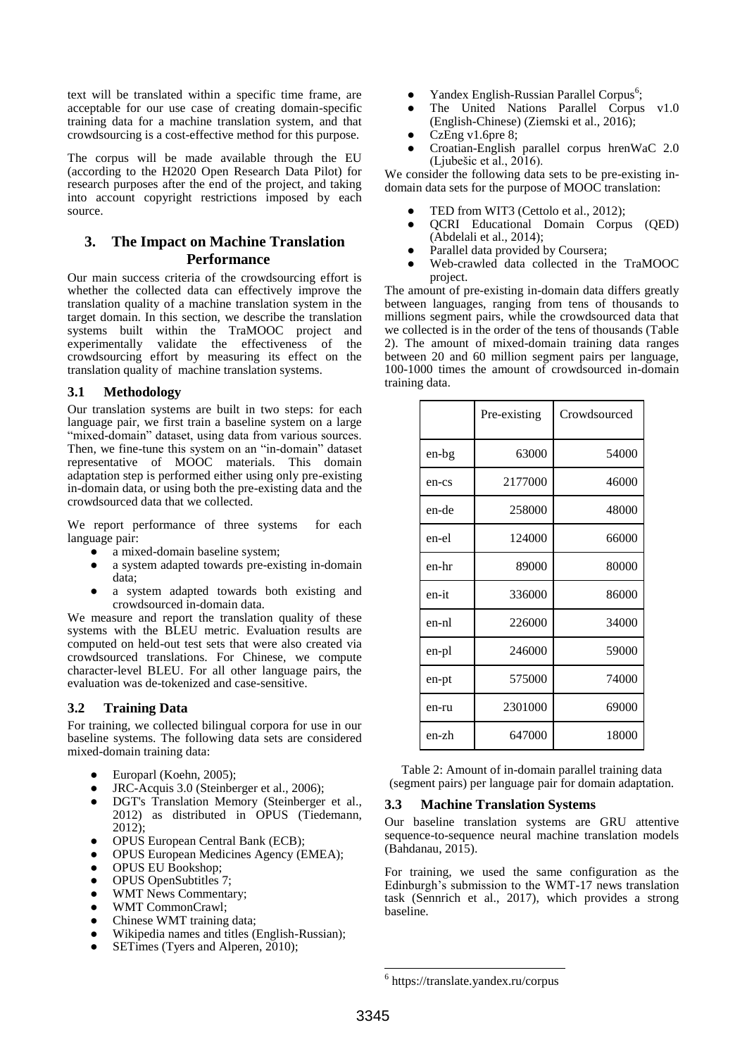text will be translated within a specific time frame, are acceptable for our use case of creating domain-specific training data for a machine translation system, and that crowdsourcing is a cost-effective method for this purpose.

The corpus will be made available through the EU (according to the H2020 Open Research Data Pilot) for research purposes after the end of the project, and taking into account copyright restrictions imposed by each source.

## 3. The Impact on Machine Translation Performance

Our main success criteria of the crowdsourcing effort is whether the collected data can effectively improve the translation quality of a machine translation system in the target domain. In this section, we describe the translation systems built within the TraMOOC project and experimentally validate the effectiveness of the crowdsourcing effort by measuring its effect on the translation quality of machine translation systems.

### 3.1 Methodology

Our translation systems are built in two steps: for each language pair, we first train a baseline system on a large "mixed-domain" dataset, using data from various sources. Then, we fine-tune this system on an "in-domain" dataset representative of MOOC materials. This domain adaptation step is performed either using only pre-existing in-domain data, or using both the pre-existing data and the crowdsourced data that we collected.

We report performance of three systems for each language pair:

- a mixed-domain baseline system;
- a system adapted towards pre-existing in-domain data;
- a system adapted towards both existing and crowdsourced in-domain data.

We measure and report the translation quality of these systems with the BLEU metric. Evaluation results are computed on held-out test sets that were also created via crowdsourced translations. For Chinese, we compute character-level BLEU. For all other language pairs, the evaluation was de-tokenized and case-sensitive.

### 3.2 Training Data

For training, we collected bilingual corpora for use in our baseline systems. The following data sets are considered mixed-domain training data:

- Europarl (Koehn, 2005);
- JRC-Acquis 3.0 (Steinberger et al., 2006);
- DGT's Translation Memory (Steinberger et al., 2012) as distributed in OPUS (Tiedemann, 2012);
- OPUS European Central Bank (ECB);
- OPUS European Medicines Agency (EMEA);
- OPUS EU Bookshop;
- OPUS OpenSubtitles 7;
- WMT News Commentary;
- WMT CommonCrawl;
- Chinese WMT training data;
- Wikipedia names and titles (English-Russian);
- SETimes (Tyers and Alperen, 2010);
- Yandex English-Russian Parallel Corpus[6];
- The United Nations Parallel Corpus v1.0 (English-Chinese) (Ziemski et al., 2016);
- CzEng v1.6pre 8;
- Croatian-English parallel corpus hrenWaC 2.0 (Ljubešic et al., 2016).

We consider the following data sets to be pre-existing in-domain data sets for the purpose of MOOC translation:

- TED from WIT3 (Cettolo et al., 2012);
- QCRI Educational Domain Corpus (QED) (Abdelali et al., 2014);
- Parallel data provided by Coursera;
- Web-crawled data collected in the TraMOOC project.

The amount of pre-existing in-domain data differs greatly between languages, ranging from tens of thousands to millions segment pairs, while the crowdsourced data that we collected is in the order of the tens of thousands (Table 2). The amount of mixed-domain training data ranges between 20 and 60 million segment pairs per language, 100-1000 times the amount of crowdsourced in-domain training data.

| | Pre-existing | Crowdsourced |
|---|---|---|
| en-bg | 63000 | 54000 |
| en-cs | 2177000 | 46000 |
| en-de | 258000 | 48000 |
| en-el | 124000 | 66000 |
| en-hr | 89000 | 80000 |
| en-it | 336000 | 86000 |
| en-nl | 226000 | 34000 |
| en-pl | 246000 | 59000 |
| en-pt | 575000 | 74000 |
| en-ru | 2301000 | 69000 |
| en-zh | 647000 | 18000 |

Table 2: Amount of in-domain parallel training data (segment pairs) per language pair for domain adaptation.

### 3.3 Machine Translation Systems

Our baseline translation systems are GRU attentive sequence-to-sequence neural machine translation models (Bahdanau, 2015).

For training, we used the same configuration as the Edinburgh's submission to the WMT-17 news translation task (Sennrich et al., 2017), which provides a strong baseline.

[6] https://translate.yandex.ru/corpus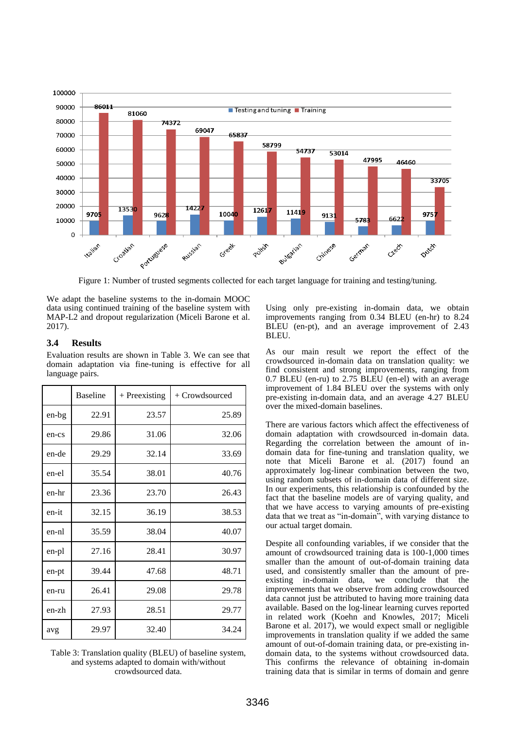Figure 1: Number of trusted segments collected for each target language for training and testing/tuning.

We adapt the baseline systems to the in-domain MOOC data using continued training of the baseline system with MAP-L2 and dropout regularization (Miceli Barone et al. 2017).

### 3.4 Results

Evaluation results are shown in Table 3. We can see that domain adaptation via fine-tuning is effective for all language pairs.

| | Baseline | + Preexisting | + Crowdsourced |
|---|---|---|---|
| en-bg | 22.91 | 23.57 | 25.89 |
| en-cs | 29.86 | 31.06 | 32.06 |
| en-de | 29.29 | 32.14 | 33.69 |
| en-el | 35.54 | 38.01 | 40.76 |
| en-hr | 23.36 | 23.70 | 26.43 |
| en-it | 32.15 | 36.19 | 38.53 |
| en-nl | 35.59 | 38.04 | 40.07 |
| en-pl | 27.16 | 28.41 | 30.97 |
| en-pt | 39.44 | 47.68 | 48.71 |
| en-ru | 26.41 | 29.08 | 29.78 |
| en-zh | 27.93 | 28.51 | 29.77 |
| avg | 29.97 | 32.40 | 34.24 |

Table 3: Translation quality (BLEU) of baseline system, and systems adapted to domain with/without crowdsourced data.

Using only pre-existing in-domain data, we obtain improvements ranging from 0.34 BLEU (en-hr) to 8.24 BLEU (en-pt), and an average improvement of 2.43 BLEU.

As our main result we report the effect of the crowdsourced in-domain data on translation quality: we find consistent and strong improvements, ranging from 0.7 BLEU (en-ru) to 2.75 BLEU (en-el) with an average improvement of 1.84 BLEU over the systems with only pre-existing in-domain data, and an average 4.27 BLEU over the mixed-domain baselines.

There are various factors which affect the effectiveness of domain adaptation with crowdsourced in-domain data. Regarding the correlation between the amount of in-domain data for fine-tuning and translation quality, we note that Miceli Barone et al. (2017) found an approximately log-linear combination between the two, using random subsets of in-domain data of different size. In our experiments, this relationship is confounded by the fact that the baseline models are of varying quality, and that we have access to varying amounts of pre-existing data that we treat as "in-domain", with varying distance to our actual target domain.

Despite all confounding variables, if we consider that the amount of crowdsourced training data is 100-1,000 times smaller than the amount of out-of-domain training data used, and consistently smaller than the amount of pre-existing in-domain data, we conclude that the improvements that we observe from adding crowdsourced data cannot just be attributed to having more training data available. Based on the log-linear learning curves reported in related work (Koehn and Knowles, 2017; Miceli Barone et al. 2017), we would expect small or negligible improvements in translation quality if we added the same amount of out-of-domain training data, or pre-existing in-domain data, to the systems without crowdsourced data. This confirms the relevance of obtaining in-domain training data that is similar in terms of domain and genre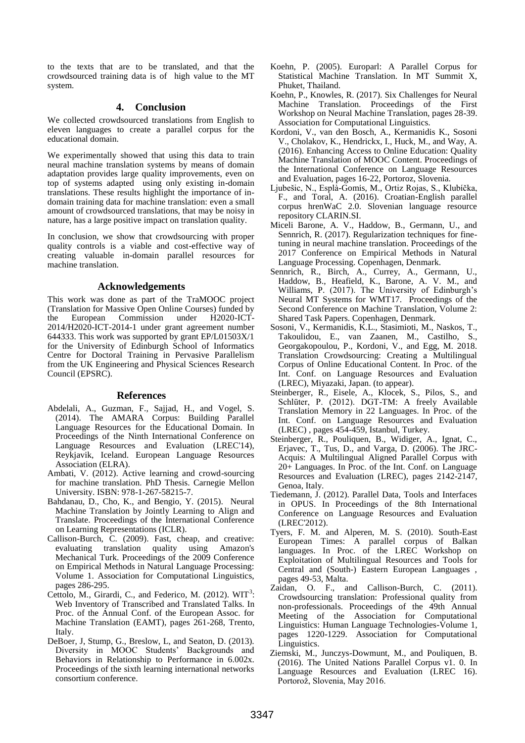to the texts that are to be translated, and that the crowdsourced training data is of high value to the MT system.

## 4. Conclusion

We collected crowdsourced translations from English to eleven languages to create a parallel corpus for the educational domain.

We experimentally showed that using this data to train neural machine translation systems by means of domain adaptation provides large quality improvements, even on top of systems adapted using only existing in-domain translations. These results highlight the importance of in-domain training data for machine translation: even a small amount of crowdsourced translations, that may be noisy in nature, has a large positive impact on translation quality.

In conclusion, we show that crowdsourcing with proper quality controls is a viable and cost-effective way of creating valuable in-domain parallel resources for machine translation.

## Acknowledgements

This work was done as part of the TraMOOC project (Translation for Massive Open Online Courses) funded by the European Commission under H2020-ICT-2014/H2020-ICT-2014-1 under grant agreement number 644333. This work was supported by grant EP/L01503X/1 for the University of Edinburgh School of Informatics Centre for Doctoral Training in Pervasive Parallelism from the UK Engineering and Physical Sciences Research Council (EPSRC).

## References

Abdelali, A., Guzman, F., Sajjad, H., and Vogel, S. (2014). The AMARA Corpus: Building Parallel Language Resources for the Educational Domain. In Proceedings of the Ninth International Conference on Language Resources and Evaluation (LREC'14), Reykjavik, Iceland. European Language Resources Association (ELRA).

Ambati, V. (2012). Active learning and crowd-sourcing for machine translation. PhD Thesis. Carnegie Mellon University. ISBN: 978-1-267-58215-7.

Bahdanau, D., Cho, K., and Bengio, Y. (2015). Neural Machine Translation by Jointly Learning to Align and Translate. Proceedings of the International Conference on Learning Representations (ICLR).

Callison-Burch, C. (2009). Fast, cheap, and creative: evaluating translation quality using Amazon's Mechanical Turk. Proceedings of the 2009 Conference on Empirical Methods in Natural Language Processing: Volume 1. Association for Computational Linguistics, pages 286-295.

Cettolo, M., Girardi, C., and Federico, M. (2012). WIT[3]: Web Inventory of Transcribed and Translated Talks. In Proc. of the Annual Conf. of the European Assoc. for Machine Translation (EAMT), pages 261-268, Trento, Italy.

DeBoer, J, Stump, G., Breslow, L, and Seaton, D. (2013). Diversity in MOOC Students' Backgrounds and Behaviors in Relationship to Performance in 6.002x. Proceedings of the sixth learning international networks consortium conference.

Koehn, P. (2005). Europarl: A Parallel Corpus for Statistical Machine Translation. In MT Summit X, Phuket, Thailand.

Koehn, P., Knowles, R. (2017). Six Challenges for Neural Machine Translation. Proceedings of the First Workshop on Neural Machine Translation, pages 28-39. Association for Computational Linguistics.

Kordoni, V., van den Bosch, A., Kermanidis K., Sosoni V., Cholakov, K., Hendrickx, I., Huck, M., and Way, A. (2016). Enhancing Access to Online Education: Quality Machine Translation of MOOC Content. Proceedings of the International Conference on Language Resources and Evaluation, pages 16-22, Portoroz, Slovenia.

Ljubešic, N., Esplà-Gomis, M., Ortiz Rojas, S., Klubíčka, F., and Toral, A. (2016). Croatian-English parallel corpus hrenWaC 2.0. Slovenian language resource repository CLARIN.SI.

Miceli Barone, A. V., Haddow, B., Germann, U., and Sennrich, R. (2017). Regularization techniques for fine-tuning in neural machine translation. Proceedings of the 2017 Conference on Empirical Methods in Natural Language Processing. Copenhagen, Denmark.

Sennrich, R., Birch, A., Currey, A., Germann, U., Haddow, B., Heafield, K., Barone, A. V. M., and Williams, P. (2017). The University of Edinburgh's Neural MT Systems for WMT17. Proceedings of the Second Conference on Machine Translation, Volume 2: Shared Task Papers. Copenhagen, Denmark.

Sosoni, V., Kermanidis, K.L., Stasimioti, M., Naskos, T., Takoulidou, E., van Zaanen, M., Castilho, S., Georgakopoulou, P., Kordoni, V., and Egg, M. 2018. Translation Crowdsourcing: Creating a Multilingual Corpus of Online Educational Content. In Proc. of the Int. Conf. on Language Resources and Evaluation (LREC), Miyazaki, Japan. (to appear).

Steinberger, R., Eisele, A., Klocek, S., Pilos, S., and Schlüter, P. (2012). DGT-TM: A freely Available Translation Memory in 22 Languages. In Proc. of the Int. Conf. on Language Resources and Evaluation (LREC) , pages 454-459, Istanbul, Turkey.

Steinberger, R., Pouliquen, B., Widiger, A., Ignat, C., Erjavec, T., Tus, D., and Varga, D. (2006). The JRC-Acquis: A Multilingual Aligned Parallel Corpus with 20+ Languages. In Proc. of the Int. Conf. on Language Resources and Evaluation (LREC), pages 2142-2147, Genoa, Italy.

Tiedemann, J. (2012). Parallel Data, Tools and Interfaces in OPUS. In Proceedings of the 8th International Conference on Language Resources and Evaluation (LREC'2012).

Tyers, F. M. and Alperen, M. S. (2010). South-East European Times: A parallel corpus of Balkan languages. In Proc. of the LREC Workshop on Exploitation of Multilingual Resources and Tools for Central and (South-) Eastern European Languages , pages 49-53, Malta.

Zaidan, O. F., and Callison-Burch, C. (2011). Crowdsourcing translation: Professional quality from non-professionals. Proceedings of the 49th Annual Meeting of the Association for Computational Linguistics: Human Language Technologies-Volume 1, pages 1220-1229. Association for Computational Linguistics.

Ziemski, M., Junczys-Dowmunt, M., and Pouliquen, B. (2016). The United Nations Parallel Corpus v1. 0. In Language Resources and Evaluation (LREC 16). Portorož, Slovenia, May 2016.